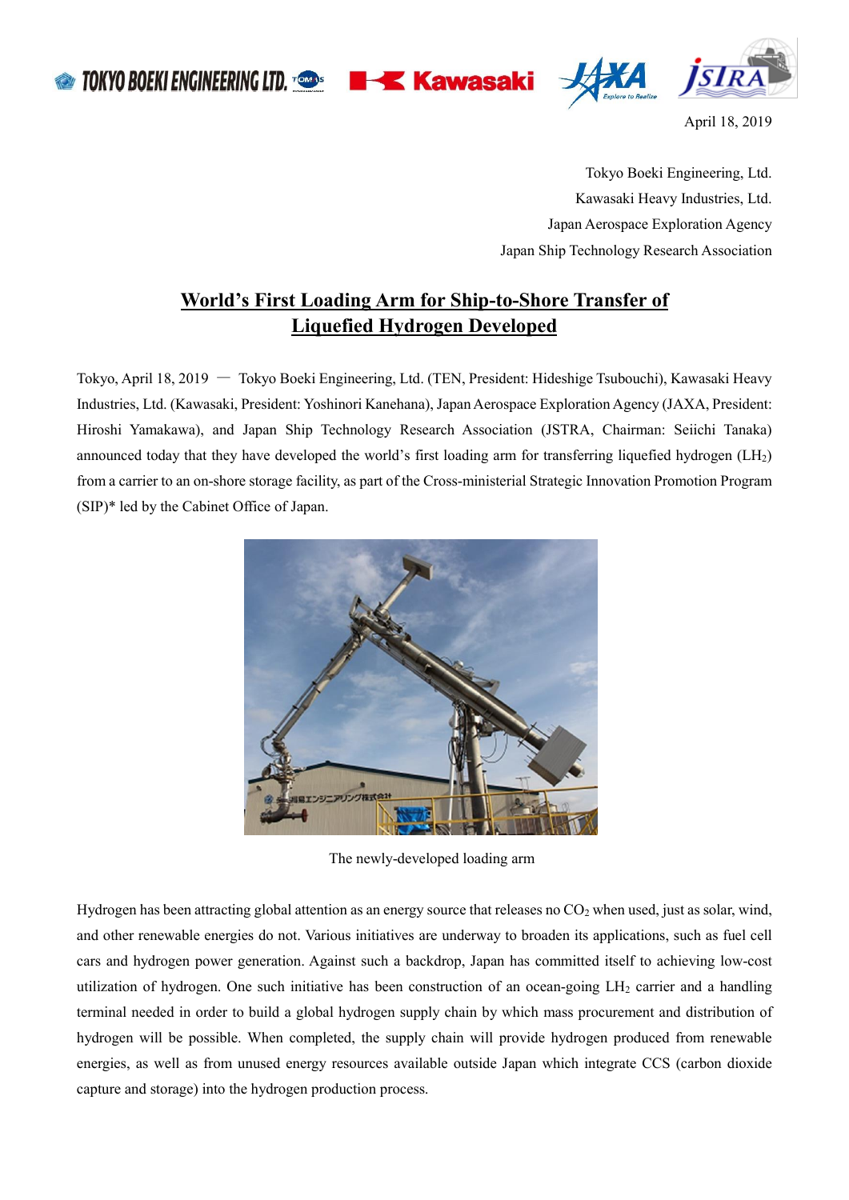April 18, 2019

Tokyo Boeki Engineering, Ltd.
Kawasaki Heavy Industries, Ltd.
Japan Aerospace Exploration Agency
Japan Ship Technology Research Association

# World's First Loading Arm for Ship-to-Shore Transfer of Liquefied Hydrogen Developed

Tokyo, April 18, 2019 — Tokyo Boeki Engineering, Ltd. (TEN, President: Hideshige Tsubouchi), Kawasaki Heavy Industries, Ltd. (Kawasaki, President: Yoshinori Kanehana), Japan Aerospace Exploration Agency (JAXA, President: Hiroshi Yamakawa), and Japan Ship Technology Research Association (JSTRA, Chairman: Seiichi Tanaka) announced today that they have developed the world's first loading arm for transferring liquefied hydrogen ($LH_2$) from a carrier to an on-shore storage facility, as part of the Cross-ministerial Strategic Innovation Promotion Program (SIP)* led by the Cabinet Office of Japan.

The newly-developed loading arm

Hydrogen has been attracting global attention as an energy source that releases no $CO_2$ when used, just as solar, wind, and other renewable energies do not. Various initiatives are underway to broaden its applications, such as fuel cell cars and hydrogen power generation. Against such a backdrop, Japan has committed itself to achieving low-cost utilization of hydrogen. One such initiative has been construction of an ocean-going $LH_2$ carrier and a handling terminal needed in order to build a global hydrogen supply chain by which mass procurement and distribution of hydrogen will be possible. When completed, the supply chain will provide hydrogen produced from renewable energies, as well as from unused energy resources available outside Japan which integrate CCS (carbon dioxide capture and storage) into the hydrogen production process.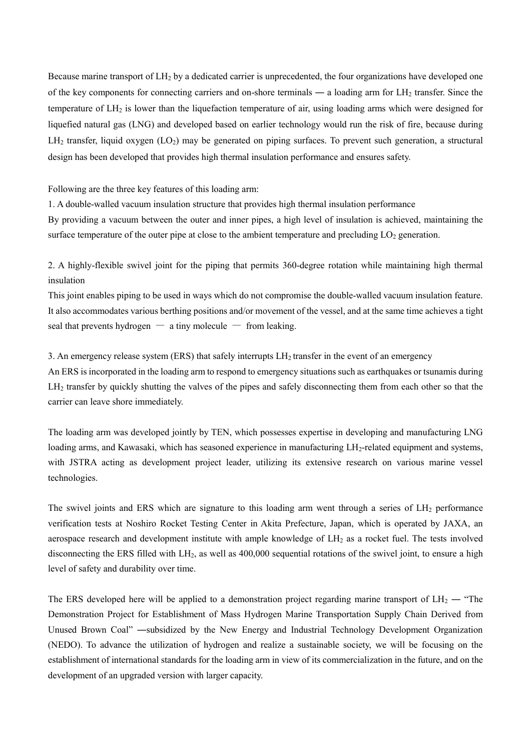Because marine transport of $LH_2$ by a dedicated carrier is unprecedented, the four organizations have developed one of the key components for connecting carriers and on-shore terminals ― a loading arm for $LH_2$ transfer. Since the temperature of $LH_2$ is lower than the liquefaction temperature of air, using loading arms which were designed for liquefied natural gas (LNG) and developed based on earlier technology would run the risk of fire, because during $LH_2$ transfer, liquid oxygen ($LO_2$) may be generated on piping surfaces. To prevent such generation, a structural design has been developed that provides high thermal insulation performance and ensures safety.

Following are the three key features of this loading arm:

1. A double-walled vacuum insulation structure that provides high thermal insulation performance

By providing a vacuum between the outer and inner pipes, a high level of insulation is achieved, maintaining the surface temperature of the outer pipe at close to the ambient temperature and precluding $LO_2$ generation.

2. A highly-flexible swivel joint for the piping that permits 360-degree rotation while maintaining high thermal insulation

This joint enables piping to be used in ways which do not compromise the double-walled vacuum insulation feature. It also accommodates various berthing positions and/or movement of the vessel, and at the same time achieves a tight seal that prevents hydrogen ― a tiny molecule ― from leaking.

3. An emergency release system (ERS) that safely interrupts $LH_2$ transfer in the event of an emergency

An ERS is incorporated in the loading arm to respond to emergency situations such as earthquakes or tsunamis during $LH_2$ transfer by quickly shutting the valves of the pipes and safely disconnecting them from each other so that the carrier can leave shore immediately.

The loading arm was developed jointly by TEN, which possesses expertise in developing and manufacturing LNG loading arms, and Kawasaki, which has seasoned experience in manufacturing $LH_2$-related equipment and systems, with JSTRA acting as development project leader, utilizing its extensive research on various marine vessel technologies.

The swivel joints and ERS which are signature to this loading arm went through a series of $LH_2$ performance verification tests at Noshiro Rocket Testing Center in Akita Prefecture, Japan, which is operated by JAXA, an aerospace research and development institute with ample knowledge of $LH_2$ as a rocket fuel. The tests involved disconnecting the ERS filled with $LH_2$, as well as 400,000 sequential rotations of the swivel joint, to ensure a high level of safety and durability over time.

The ERS developed here will be applied to a demonstration project regarding marine transport of $LH_2$ ― "The Demonstration Project for Establishment of Mass Hydrogen Marine Transportation Supply Chain Derived from Unused Brown Coal" ―subsidized by the New Energy and Industrial Technology Development Organization (NEDO). To advance the utilization of hydrogen and realize a sustainable society, we will be focusing on the establishment of international standards for the loading arm in view of its commercialization in the future, and on the development of an upgraded version with larger capacity.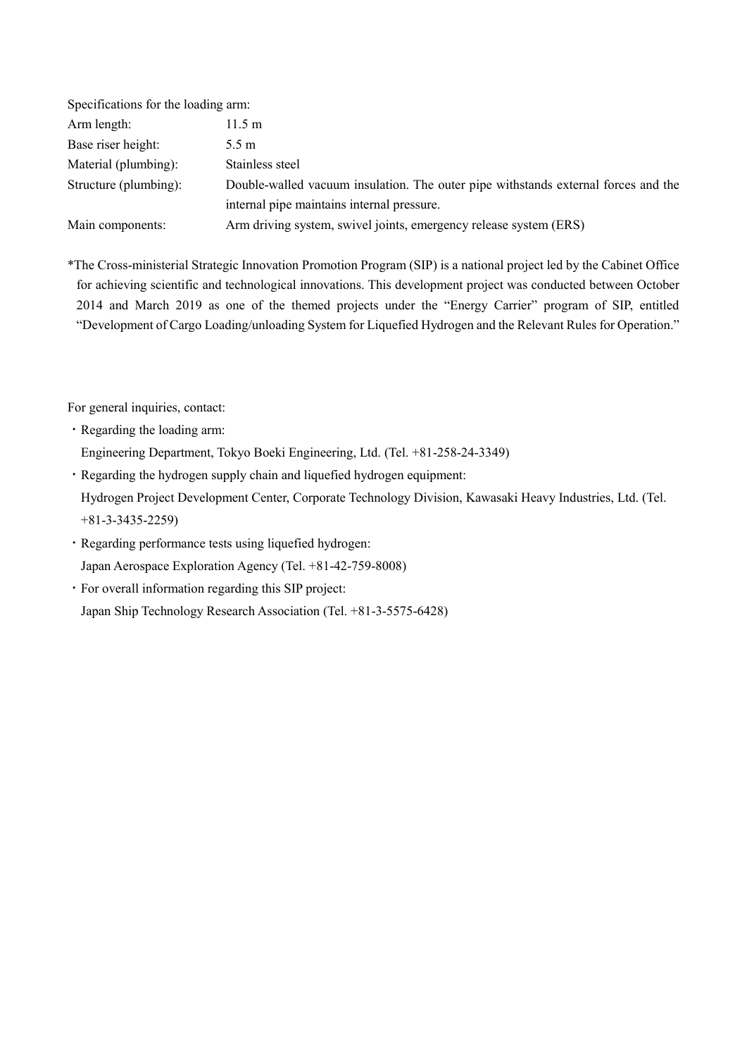Specifications for the loading arm:

| | |
|---|---|
| Arm length: | 11.5 m |
| Base riser height: | 5.5 m |
| Material (plumbing): | Stainless steel |
| Structure (plumbing): | Double-walled vacuum insulation. The outer pipe withstands external forces and the internal pipe maintains internal pressure. |
| Main components: | Arm driving system, swivel joints, emergency release system (ERS) |

*The Cross-ministerial Strategic Innovation Promotion Program (SIP) is a national project led by the Cabinet Office for achieving scientific and technological innovations. This development project was conducted between October 2014 and March 2019 as one of the themed projects under the "Energy Carrier" program of SIP, entitled "Development of Cargo Loading/unloading System for Liquefied Hydrogen and the Relevant Rules for Operation."

For general inquiries, contact:

- Regarding the loading arm:
  Engineering Department, Tokyo Boeki Engineering, Ltd. (Tel. +81-258-24-3349)
- Regarding the hydrogen supply chain and liquefied hydrogen equipment:
  Hydrogen Project Development Center, Corporate Technology Division, Kawasaki Heavy Industries, Ltd. (Tel. +81-3-3435-2259)
- Regarding performance tests using liquefied hydrogen:
  Japan Aerospace Exploration Agency (Tel. +81-42-759-8008)
- For overall information regarding this SIP project:
  Japan Ship Technology Research Association (Tel. +81-3-5575-6428)